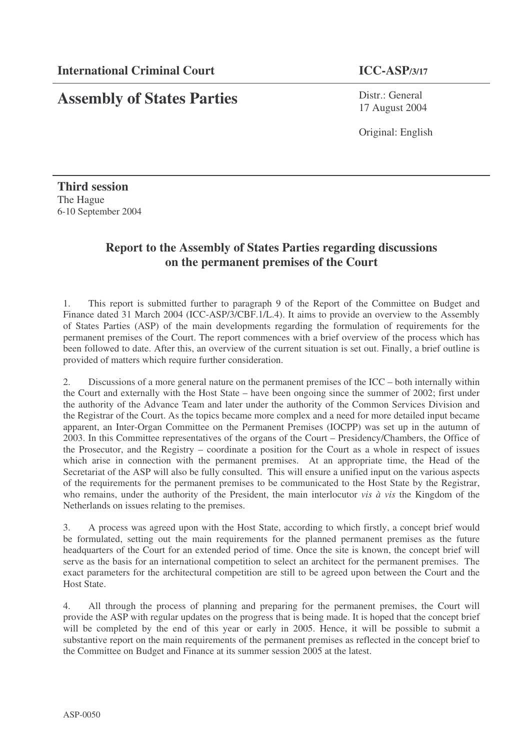**International Criminal Court** **ICC-ASP/3/17**

# Assembly of States Parties

Distr.: General
17 August 2004

Original: English

**Third session**
The Hague
6-10 September 2004

## Report to the Assembly of States Parties regarding discussions on the permanent premises of the Court

1. This report is submitted further to paragraph 9 of the Report of the Committee on Budget and Finance dated 31 March 2004 (ICC-ASP/3/CBF.1/L.4). It aims to provide an overview to the Assembly of States Parties (ASP) of the main developments regarding the formulation of requirements for the permanent premises of the Court. The report commences with a brief overview of the process which has been followed to date. After this, an overview of the current situation is set out. Finally, a brief outline is provided of matters which require further consideration.

2. Discussions of a more general nature on the permanent premises of the ICC – both internally within the Court and externally with the Host State – have been ongoing since the summer of 2002; first under the authority of the Advance Team and later under the authority of the Common Services Division and the Registrar of the Court. As the topics became more complex and a need for more detailed input became apparent, an Inter-Organ Committee on the Permanent Premises (IOCPP) was set up in the autumn of 2003. In this Committee representatives of the organs of the Court – Presidency/Chambers, the Office of the Prosecutor, and the Registry – coordinate a position for the Court as a whole in respect of issues which arise in connection with the permanent premises. At an appropriate time, the Head of the Secretariat of the ASP will also be fully consulted. This will ensure a unified input on the various aspects of the requirements for the permanent premises to be communicated to the Host State by the Registrar, who remains, under the authority of the President, the main interlocutor *vis à vis* the Kingdom of the Netherlands on issues relating to the premises.

3. A process was agreed upon with the Host State, according to which firstly, a concept brief would be formulated, setting out the main requirements for the planned permanent premises as the future headquarters of the Court for an extended period of time. Once the site is known, the concept brief will serve as the basis for an international competition to select an architect for the permanent premises. The exact parameters for the architectural competition are still to be agreed upon between the Court and the Host State.

4. All through the process of planning and preparing for the permanent premises, the Court will provide the ASP with regular updates on the progress that is being made. It is hoped that the concept brief will be completed by the end of this year or early in 2005. Hence, it will be possible to submit a substantive report on the main requirements of the permanent premises as reflected in the concept brief to the Committee on Budget and Finance at its summer session 2005 at the latest.

ASP-0050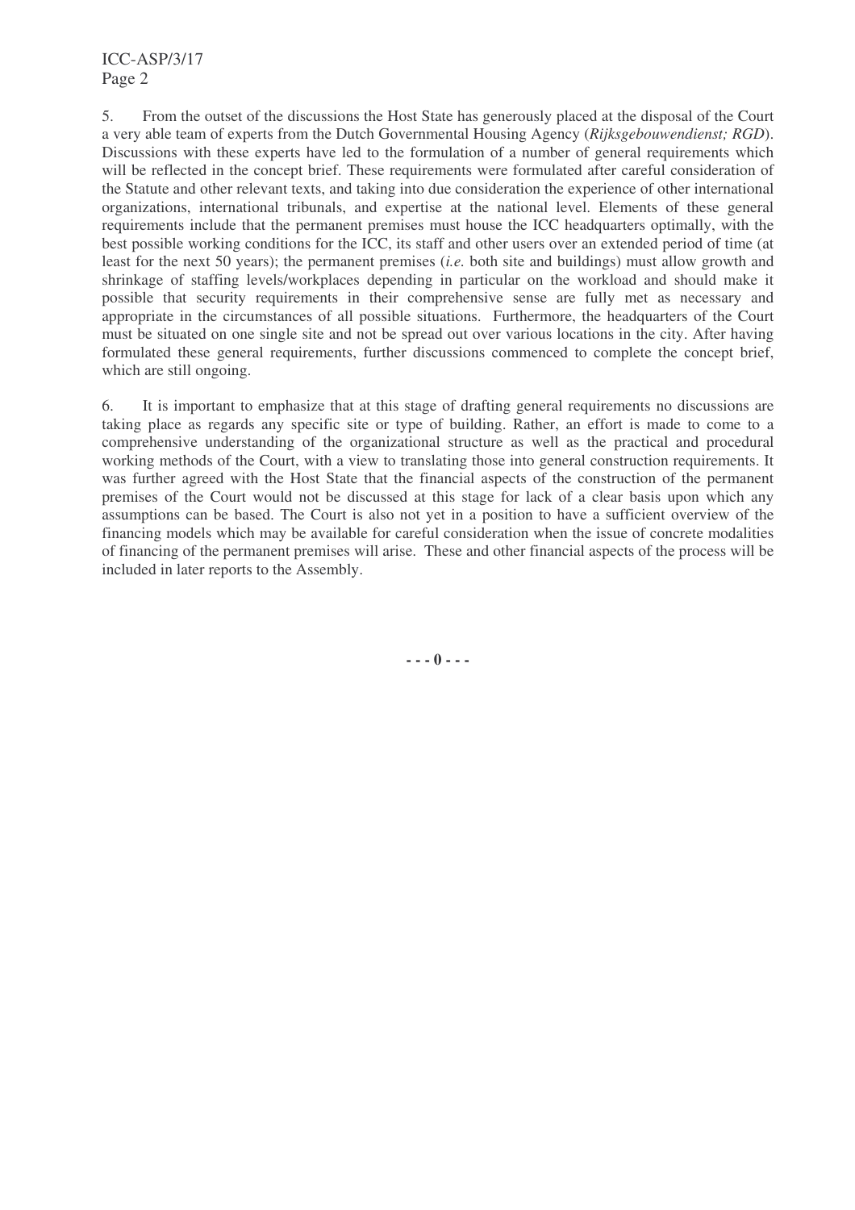5. From the outset of the discussions the Host State has generously placed at the disposal of the Court a very able team of experts from the Dutch Governmental Housing Agency (*Rijksgebouwendienst; RGD*). Discussions with these experts have led to the formulation of a number of general requirements which will be reflected in the concept brief. These requirements were formulated after careful consideration of the Statute and other relevant texts, and taking into due consideration the experience of other international organizations, international tribunals, and expertise at the national level. Elements of these general requirements include that the permanent premises must house the ICC headquarters optimally, with the best possible working conditions for the ICC, its staff and other users over an extended period of time (at least for the next 50 years); the permanent premises (*i.e.* both site and buildings) must allow growth and shrinkage of staffing levels/workplaces depending in particular on the workload and should make it possible that security requirements in their comprehensive sense are fully met as necessary and appropriate in the circumstances of all possible situations. Furthermore, the headquarters of the Court must be situated on one single site and not be spread out over various locations in the city. After having formulated these general requirements, further discussions commenced to complete the concept brief, which are still ongoing.

6. It is important to emphasize that at this stage of drafting general requirements no discussions are taking place as regards any specific site or type of building. Rather, an effort is made to come to a comprehensive understanding of the organizational structure as well as the practical and procedural working methods of the Court, with a view to translating those into general construction requirements. It was further agreed with the Host State that the financial aspects of the construction of the permanent premises of the Court would not be discussed at this stage for lack of a clear basis upon which any assumptions can be based. The Court is also not yet in a position to have a sufficient overview of the financing models which may be available for careful consideration when the issue of concrete modalities of financing of the permanent premises will arise. These and other financial aspects of the process will be included in later reports to the Assembly.

**- - - 0 - - -**